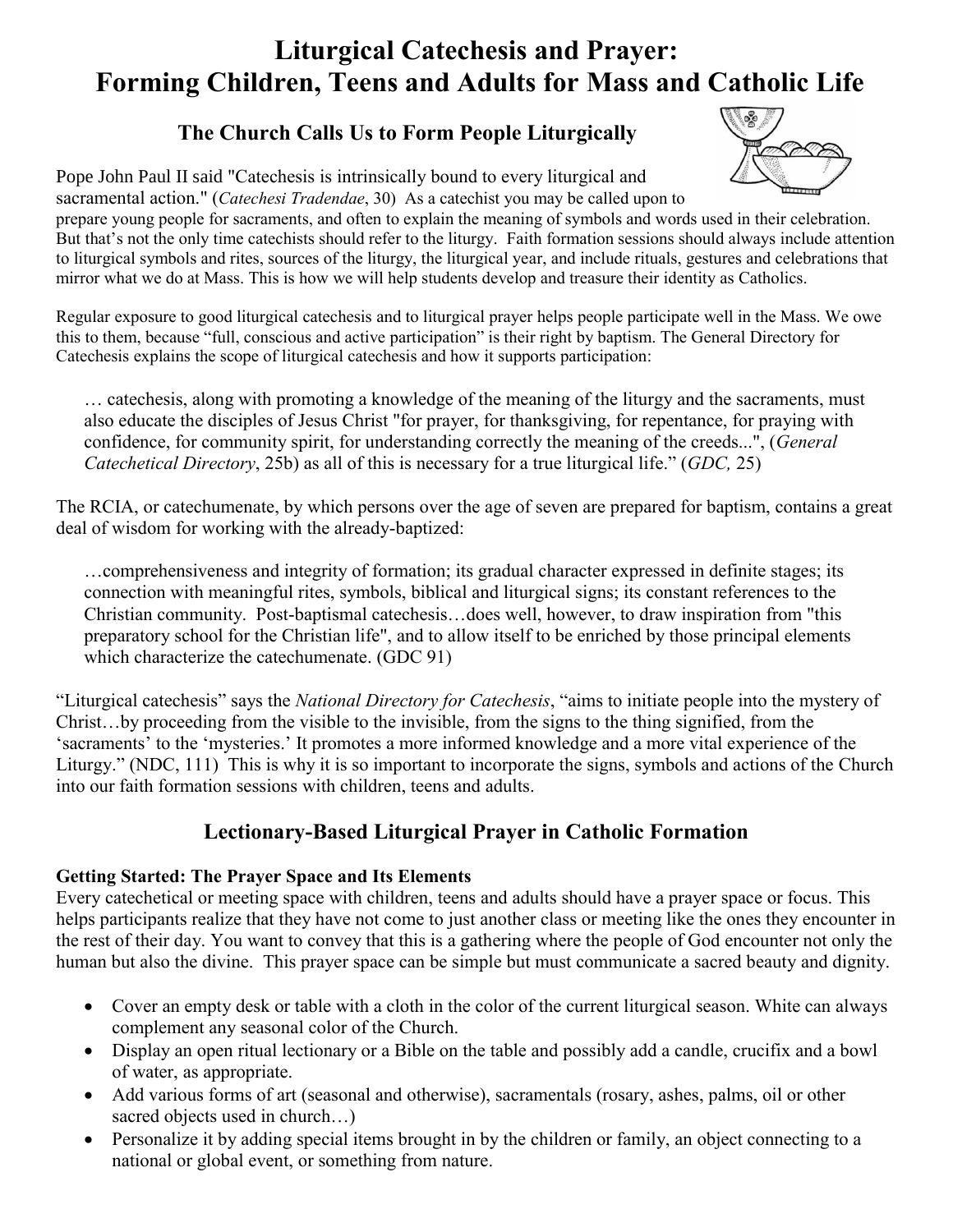# Liturgical Catechesis and Prayer: Forming Children, Teens and Adults for Mass and Catholic Life

## The Church Calls Us to Form People Liturgically

Pope John Paul II said "Catechesis is intrinsically bound to every liturgical and sacramental action." (*Catechesi Tradendae*, 30) As a catechist you may be called upon to prepare young people for sacraments, and often to explain the meaning of symbols and words used in their celebration. But that's not the only time catechists should refer to the liturgy. Faith formation sessions should always include attention to liturgical symbols and rites, sources of the liturgy, the liturgical year, and include rituals, gestures and celebrations that mirror what we do at Mass. This is how we will help students develop and treasure their identity as Catholics.

Regular exposure to good liturgical catechesis and to liturgical prayer helps people participate well in the Mass. We owe this to them, because "full, conscious and active participation" is their right by baptism. The General Directory for Catechesis explains the scope of liturgical catechesis and how it supports participation:

> … catechesis, along with promoting a knowledge of the meaning of the liturgy and the sacraments, must also educate the disciples of Jesus Christ "for prayer, for thanksgiving, for repentance, for praying with confidence, for community spirit, for understanding correctly the meaning of the creeds...", (*General Catechetical Directory*, 25b) as all of this is necessary for a true liturgical life." (*GDC,* 25)

The RCIA, or catechumenate, by which persons over the age of seven are prepared for baptism, contains a great deal of wisdom for working with the already-baptized:

> …comprehensiveness and integrity of formation; its gradual character expressed in definite stages; its connection with meaningful rites, symbols, biblical and liturgical signs; its constant references to the Christian community. Post-baptismal catechesis…does well, however, to draw inspiration from "this preparatory school for the Christian life", and to allow itself to be enriched by those principal elements which characterize the catechumenate. (GDC 91)

"Liturgical catechesis" says the *National Directory for Catechesis*, "aims to initiate people into the mystery of Christ…by proceeding from the visible to the invisible, from the signs to the thing signified, from the 'sacraments' to the 'mysteries.' It promotes a more informed knowledge and a more vital experience of the Liturgy." (NDC, 111) This is why it is so important to incorporate the signs, symbols and actions of the Church into our faith formation sessions with children, teens and adults.

## Lectionary-Based Liturgical Prayer in Catholic Formation

**Getting Started: The Prayer Space and Its Elements**

Every catechetical or meeting space with children, teens and adults should have a prayer space or focus. This helps participants realize that they have not come to just another class or meeting like the ones they encounter in the rest of their day. You want to convey that this is a gathering where the people of God encounter not only the human but also the divine. This prayer space can be simple but must communicate a sacred beauty and dignity.

- Cover an empty desk or table with a cloth in the color of the current liturgical season. White can always complement any seasonal color of the Church.
- Display an open ritual lectionary or a Bible on the table and possibly add a candle, crucifix and a bowl of water, as appropriate.
- Add various forms of art (seasonal and otherwise), sacramentals (rosary, ashes, palms, oil or other sacred objects used in church…)
- Personalize it by adding special items brought in by the children or family, an object connecting to a national or global event, or something from nature.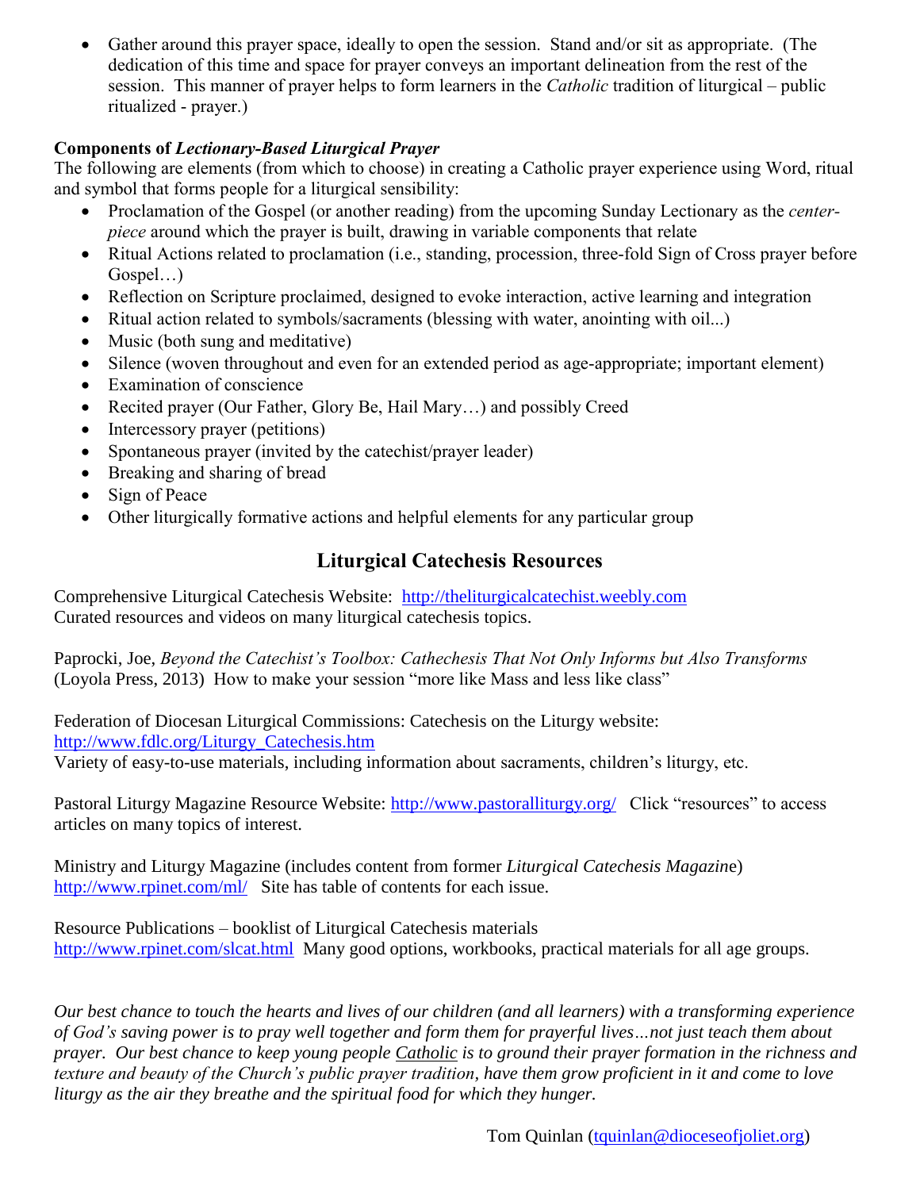- Gather around this prayer space, ideally to open the session. Stand and/or sit as appropriate. (The dedication of this time and space for prayer conveys an important delineation from the rest of the session. This manner of prayer helps to form learners in the *Catholic* tradition of liturgical – public ritualized - prayer.)

**Components of *Lectionary-Based Liturgical Prayer***

The following are elements (from which to choose) in creating a Catholic prayer experience using Word, ritual and symbol that forms people for a liturgical sensibility:

- Proclamation of the Gospel (or another reading) from the upcoming Sunday Lectionary as the *center-piece* around which the prayer is built, drawing in variable components that relate
- Ritual Actions related to proclamation (i.e., standing, procession, three-fold Sign of Cross prayer before Gospel…)
- Reflection on Scripture proclaimed, designed to evoke interaction, active learning and integration
- Ritual action related to symbols/sacraments (blessing with water, anointing with oil...)
- Music (both sung and meditative)
- Silence (woven throughout and even for an extended period as age-appropriate; important element)
- Examination of conscience
- Recited prayer (Our Father, Glory Be, Hail Mary…) and possibly Creed
- Intercessory prayer (petitions)
- Spontaneous prayer (invited by the catechist/prayer leader)
- Breaking and sharing of bread
- Sign of Peace
- Other liturgically formative actions and helpful elements for any particular group

## Liturgical Catechesis Resources

Comprehensive Liturgical Catechesis Website: http://theliturgicalcatechist.weebly.com
Curated resources and videos on many liturgical catechesis topics.

Paprocki, Joe, *Beyond the Catechist's Toolbox: Cathechesis That Not Only Informs but Also Transforms* (Loyola Press, 2013) How to make your session "more like Mass and less like class"

Federation of Diocesan Liturgical Commissions: Catechesis on the Liturgy website:
http://www.fdlc.org/Liturgy_Catechesis.htm
Variety of easy-to-use materials, including information about sacraments, children's liturgy, etc.

Pastoral Liturgy Magazine Resource Website: http://www.pastoralliturgy.org/ Click "resources" to access articles on many topics of interest.

Ministry and Liturgy Magazine (includes content from former *Liturgical Catechesis Magazine*)
http://www.rpinet.com/ml/ Site has table of contents for each issue.

Resource Publications – booklist of Liturgical Catechesis materials
http://www.rpinet.com/slcat.html Many good options, workbooks, practical materials for all age groups.

*Our best chance to touch the hearts and lives of our children (and all learners) with a transforming experience of God's saving power is to pray well together and form them for prayerful lives…not just teach them about prayer. Our best chance to keep young people Catholic is to ground their prayer formation in the richness and texture and beauty of the Church's public prayer tradition, have them grow proficient in it and come to love liturgy as the air they breathe and the spiritual food for which they hunger.*

Tom Quinlan (tquinlan@dioceseofjoliet.org)